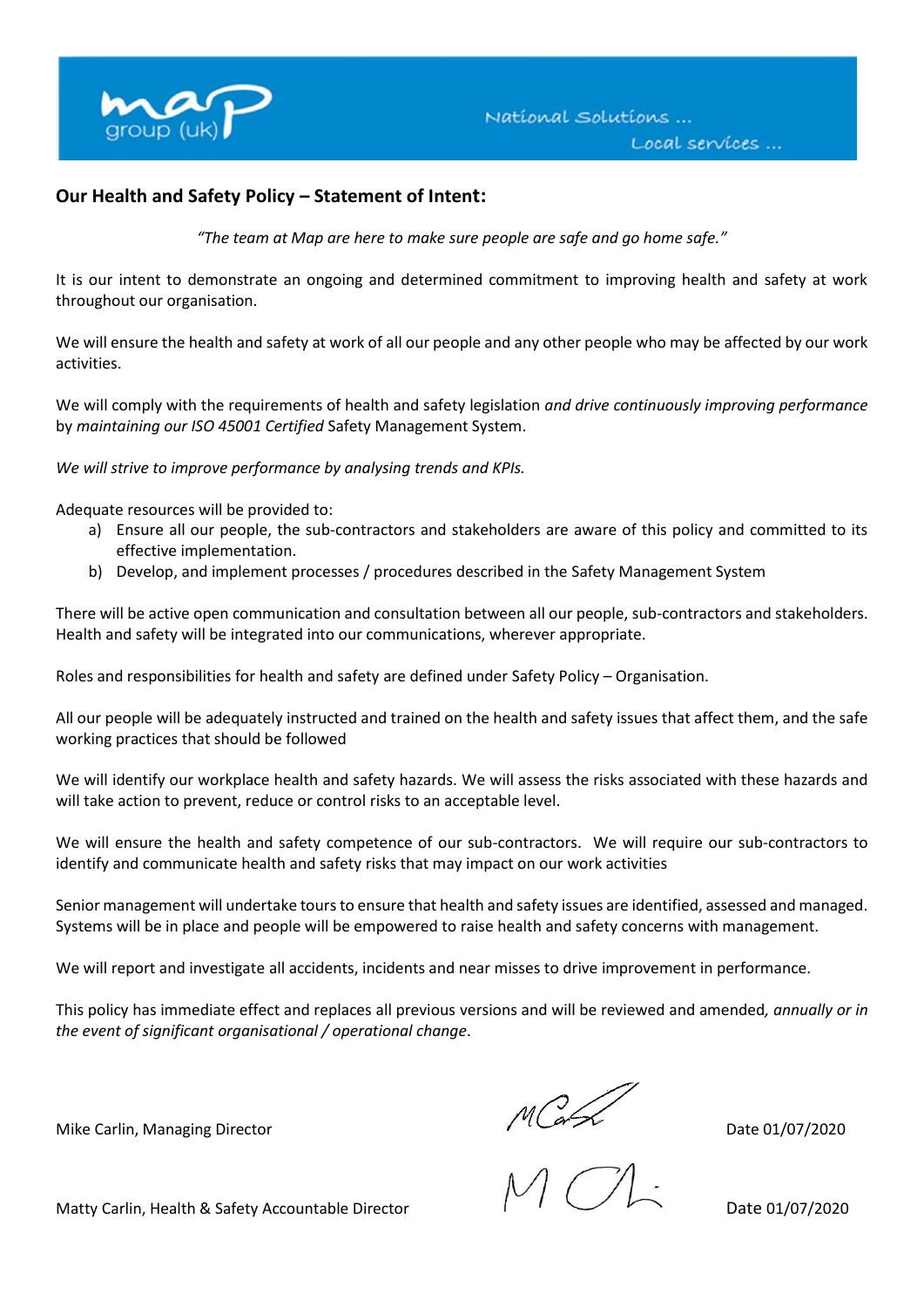map group (uk)

National Solutions ...
Local services ...

## Our Health and Safety Policy – Statement of Intent:

*"The team at Map are here to make sure people are safe and go home safe."*

It is our intent to demonstrate an ongoing and determined commitment to improving health and safety at work throughout our organisation.

We will ensure the health and safety at work of all our people and any other people who may be affected by our work activities.

We will comply with the requirements of health and safety legislation *and drive continuously improving performance* by *maintaining our ISO 45001 Certified* Safety Management System.

*We will strive to improve performance by analysing trends and KPIs.*

Adequate resources will be provided to:

a) Ensure all our people, the sub-contractors and stakeholders are aware of this policy and committed to its effective implementation.
b) Develop, and implement processes / procedures described in the Safety Management System

There will be active open communication and consultation between all our people, sub-contractors and stakeholders. Health and safety will be integrated into our communications, wherever appropriate.

Roles and responsibilities for health and safety are defined under Safety Policy – Organisation.

All our people will be adequately instructed and trained on the health and safety issues that affect them, and the safe working practices that should be followed

We will identify our workplace health and safety hazards. We will assess the risks associated with these hazards and will take action to prevent, reduce or control risks to an acceptable level.

We will ensure the health and safety competence of our sub-contractors. We will require our sub-contractors to identify and communicate health and safety risks that may impact on our work activities

Senior management will undertake tours to ensure that health and safety issues are identified, assessed and managed. Systems will be in place and people will be empowered to raise health and safety concerns with management.

We will report and investigate all accidents, incidents and near misses to drive improvement in performance.

This policy has immediate effect and replaces all previous versions and will be reviewed and amended*, annually or in the event of significant organisational / operational change*.

Mike Carlin, Managing Director — Date 01/07/2020

Matty Carlin, Health & Safety Accountable Director — Date 01/07/2020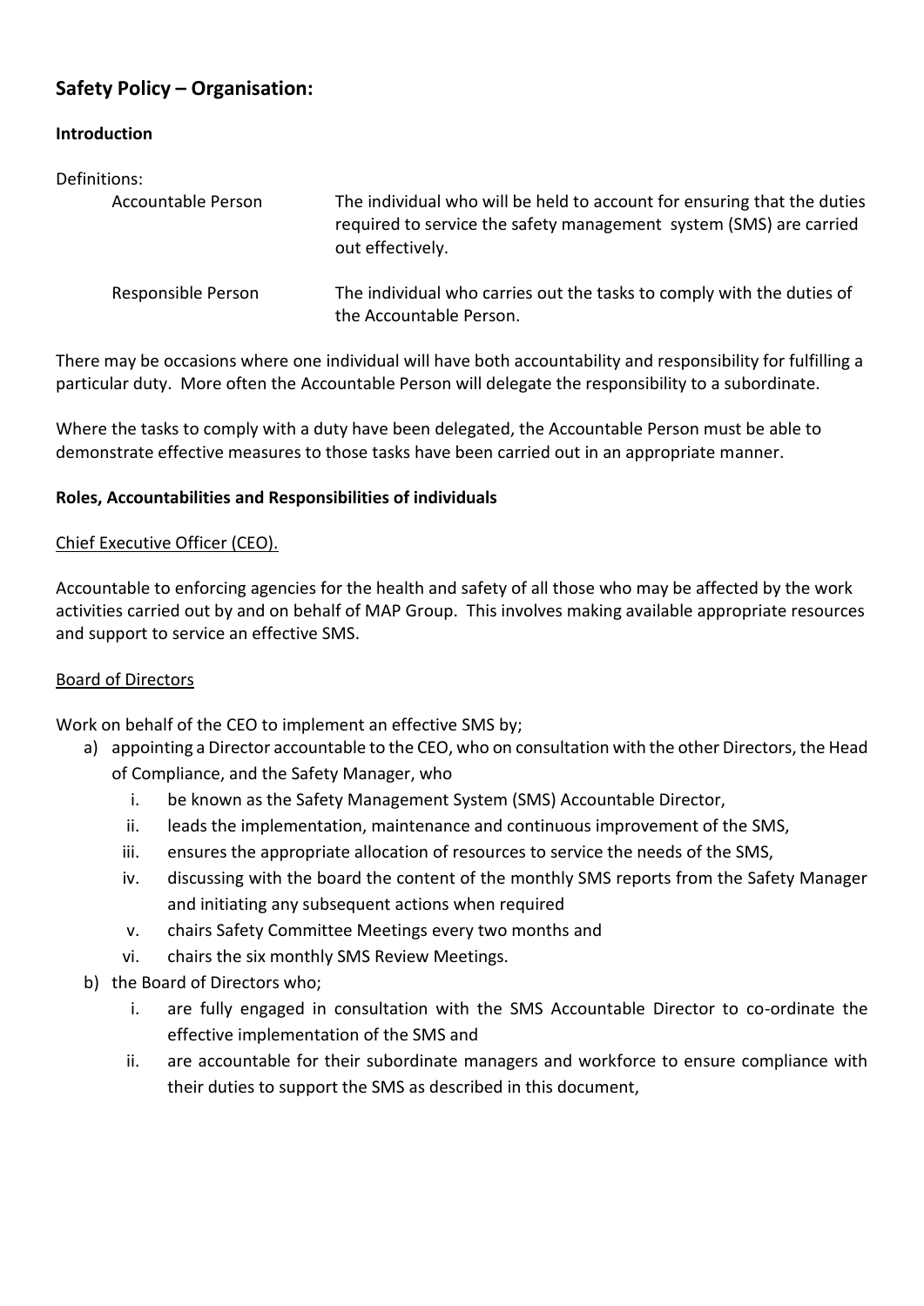## Safety Policy – Organisation:

### Introduction

Definitions:

| | |
|---|---|
| Accountable Person | The individual who will be held to account for ensuring that the duties required to service the safety management system (SMS) are carried out effectively. |
| Responsible Person | The individual who carries out the tasks to comply with the duties of the Accountable Person. |

There may be occasions where one individual will have both accountability and responsibility for fulfilling a particular duty. More often the Accountable Person will delegate the responsibility to a subordinate.

Where the tasks to comply with a duty have been delegated, the Accountable Person must be able to demonstrate effective measures to those tasks have been carried out in an appropriate manner.

### Roles, Accountabilities and Responsibilities of individuals

<u>Chief Executive Officer (CEO).</u>

Accountable to enforcing agencies for the health and safety of all those who may be affected by the work activities carried out by and on behalf of MAP Group. This involves making available appropriate resources and support to service an effective SMS.

<u>Board of Directors</u>

Work on behalf of the CEO to implement an effective SMS by;

a) appointing a Director accountable to the CEO, who on consultation with the other Directors, the Head of Compliance, and the Safety Manager, who
   i. be known as the Safety Management System (SMS) Accountable Director,
   ii. leads the implementation, maintenance and continuous improvement of the SMS,
   iii. ensures the appropriate allocation of resources to service the needs of the SMS,
   iv. discussing with the board the content of the monthly SMS reports from the Safety Manager and initiating any subsequent actions when required
   v. chairs Safety Committee Meetings every two months and
   vi. chairs the six monthly SMS Review Meetings.
b) the Board of Directors who;
   i. are fully engaged in consultation with the SMS Accountable Director to co-ordinate the effective implementation of the SMS and
   ii. are accountable for their subordinate managers and workforce to ensure compliance with their duties to support the SMS as described in this document,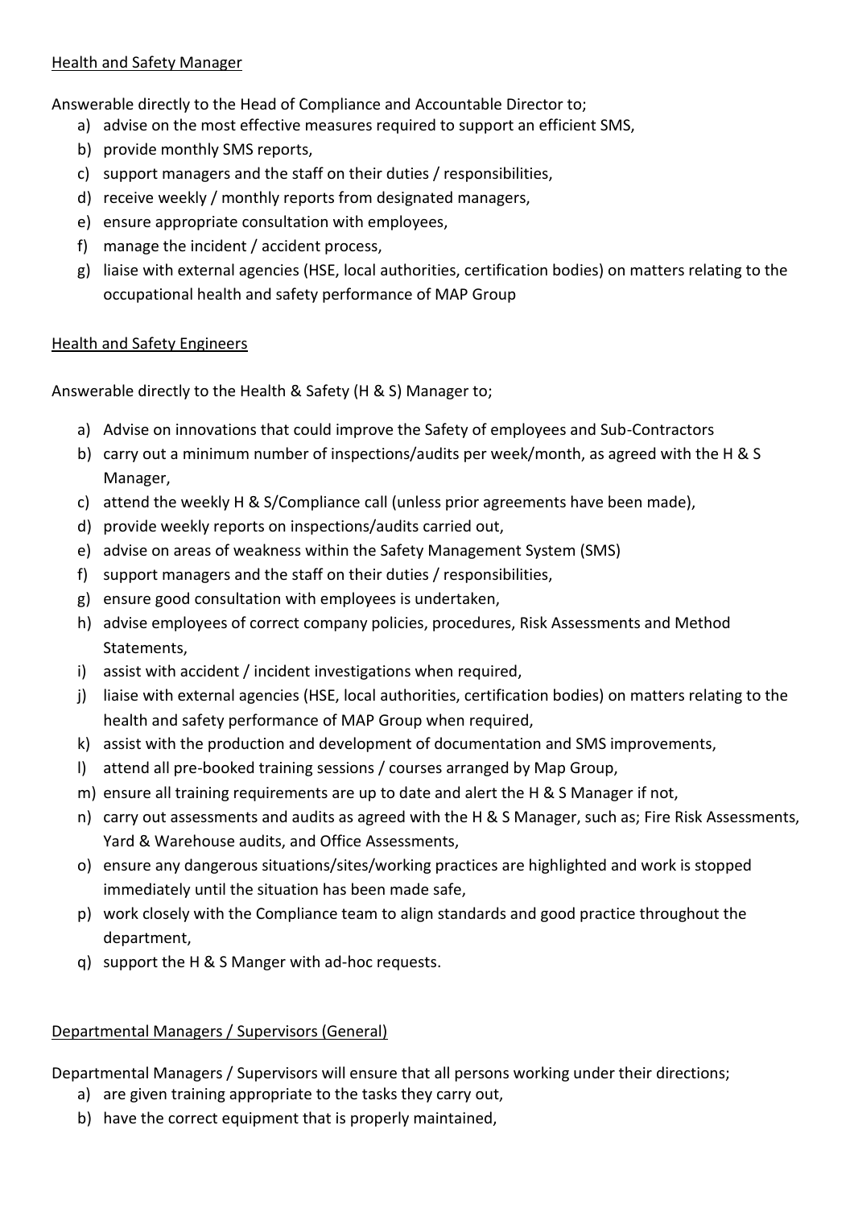<u>Health and Safety Manager</u>

Answerable directly to the Head of Compliance and Accountable Director to;

a) advise on the most effective measures required to support an efficient SMS,
b) provide monthly SMS reports,
c) support managers and the staff on their duties / responsibilities,
d) receive weekly / monthly reports from designated managers,
e) ensure appropriate consultation with employees,
f) manage the incident / accident process,
g) liaise with external agencies (HSE, local authorities, certification bodies) on matters relating to the occupational health and safety performance of MAP Group

<u>Health and Safety Engineers</u>

Answerable directly to the Health & Safety (H & S) Manager to;

a) Advise on innovations that could improve the Safety of employees and Sub-Contractors
b) carry out a minimum number of inspections/audits per week/month, as agreed with the H & S Manager,
c) attend the weekly H & S/Compliance call (unless prior agreements have been made),
d) provide weekly reports on inspections/audits carried out,
e) advise on areas of weakness within the Safety Management System (SMS)
f) support managers and the staff on their duties / responsibilities,
g) ensure good consultation with employees is undertaken,
h) advise employees of correct company policies, procedures, Risk Assessments and Method Statements,
i) assist with accident / incident investigations when required,
j) liaise with external agencies (HSE, local authorities, certification bodies) on matters relating to the health and safety performance of MAP Group when required,
k) assist with the production and development of documentation and SMS improvements,
l) attend all pre-booked training sessions / courses arranged by Map Group,
m) ensure all training requirements are up to date and alert the H & S Manager if not,
n) carry out assessments and audits as agreed with the H & S Manager, such as; Fire Risk Assessments, Yard & Warehouse audits, and Office Assessments,
o) ensure any dangerous situations/sites/working practices are highlighted and work is stopped immediately until the situation has been made safe,
p) work closely with the Compliance team to align standards and good practice throughout the department,
q) support the H & S Manger with ad-hoc requests.

<u>Departmental Managers / Supervisors (General)</u>

Departmental Managers / Supervisors will ensure that all persons working under their directions;

a) are given training appropriate to the tasks they carry out,
b) have the correct equipment that is properly maintained,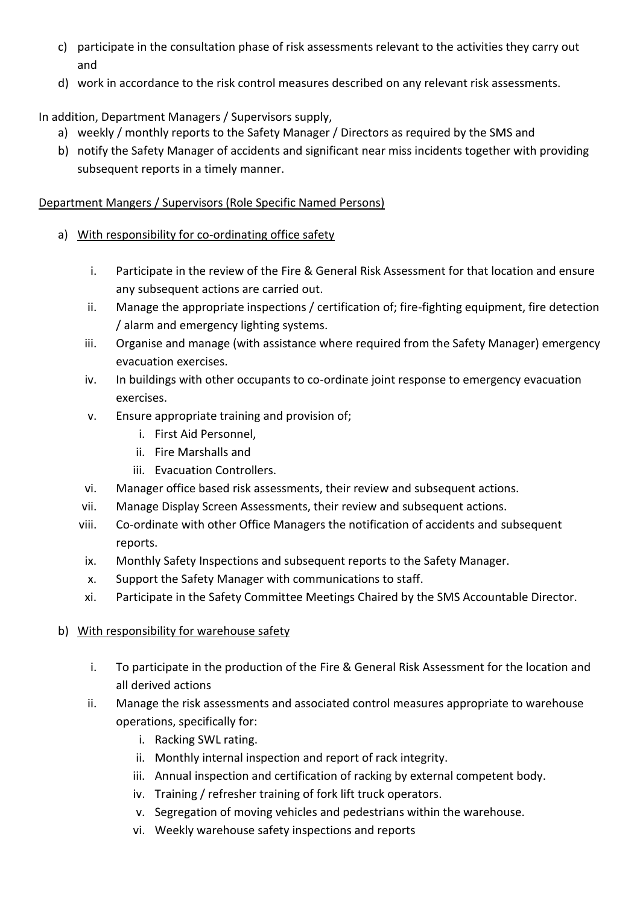c) participate in the consultation phase of risk assessments relevant to the activities they carry out and
d) work in accordance to the risk control measures described on any relevant risk assessments.

In addition, Department Managers / Supervisors supply,

a) weekly / monthly reports to the Safety Manager / Directors as required by the SMS and
b) notify the Safety Manager of accidents and significant near miss incidents together with providing subsequent reports in a timely manner.

<u>Department Mangers / Supervisors (Role Specific Named Persons)</u>

a) <u>With responsibility for co-ordinating office safety</u>

    i. Participate in the review of the Fire & General Risk Assessment for that location and ensure any subsequent actions are carried out.
    ii. Manage the appropriate inspections / certification of; fire-fighting equipment, fire detection / alarm and emergency lighting systems.
    iii. Organise and manage (with assistance where required from the Safety Manager) emergency evacuation exercises.
    iv. In buildings with other occupants to co-ordinate joint response to emergency evacuation exercises.
    v. Ensure appropriate training and provision of;
        i. First Aid Personnel,
        ii. Fire Marshalls and
        iii. Evacuation Controllers.
    vi. Manager office based risk assessments, their review and subsequent actions.
    vii. Manage Display Screen Assessments, their review and subsequent actions.
    viii. Co-ordinate with other Office Managers the notification of accidents and subsequent reports.
    ix. Monthly Safety Inspections and subsequent reports to the Safety Manager.
    x. Support the Safety Manager with communications to staff.
    xi. Participate in the Safety Committee Meetings Chaired by the SMS Accountable Director.

b) <u>With responsibility for warehouse safety</u>

    i. To participate in the production of the Fire & General Risk Assessment for the location and all derived actions
    ii. Manage the risk assessments and associated control measures appropriate to warehouse operations, specifically for:
        i. Racking SWL rating.
        ii. Monthly internal inspection and report of rack integrity.
        iii. Annual inspection and certification of racking by external competent body.
        iv. Training / refresher training of fork lift truck operators.
        v. Segregation of moving vehicles and pedestrians within the warehouse.
        vi. Weekly warehouse safety inspections and reports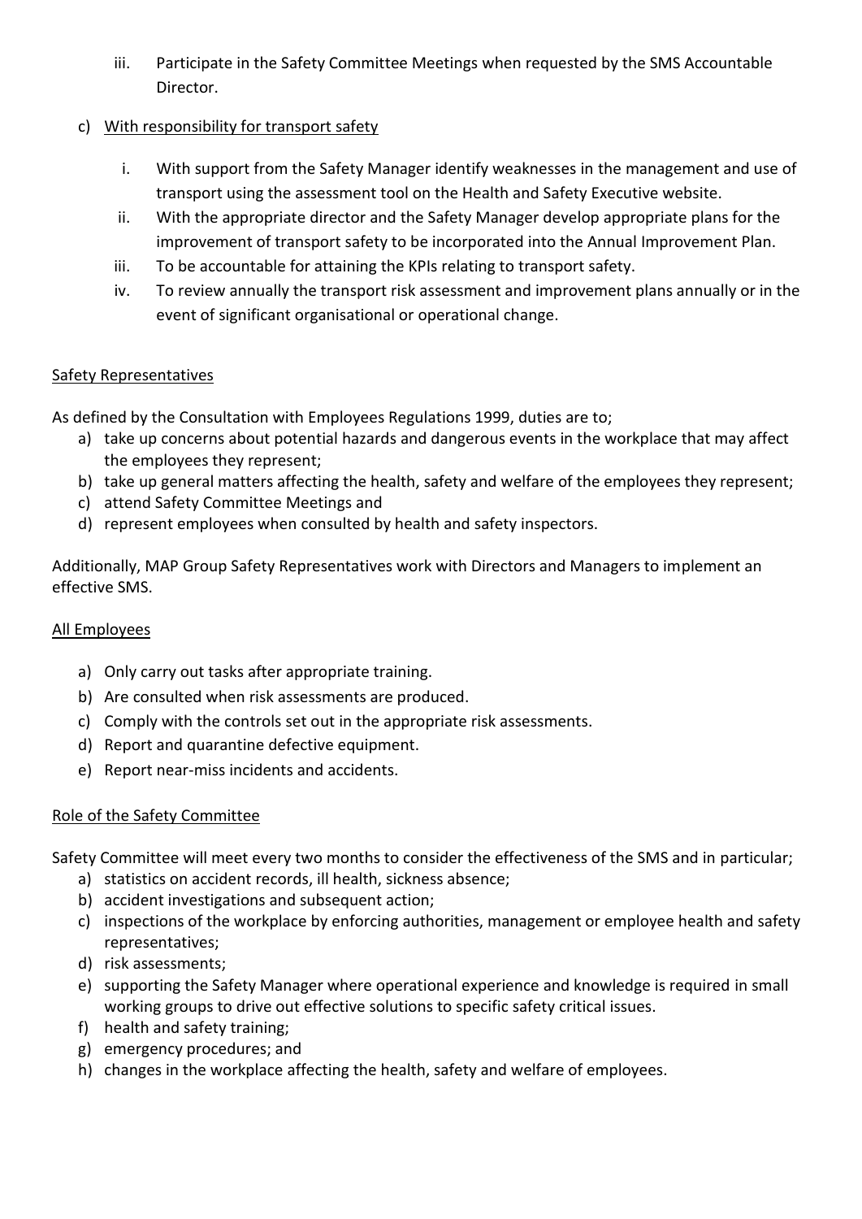iii. Participate in the Safety Committee Meetings when requested by the SMS Accountable Director.

c) With responsibility for transport safety

   i. With support from the Safety Manager identify weaknesses in the management and use of transport using the assessment tool on the Health and Safety Executive website.
   ii. With the appropriate director and the Safety Manager develop appropriate plans for the improvement of transport safety to be incorporated into the Annual Improvement Plan.
   iii. To be accountable for attaining the KPIs relating to transport safety.
   iv. To review annually the transport risk assessment and improvement plans annually or in the event of significant organisational or operational change.

### Safety Representatives

As defined by the Consultation with Employees Regulations 1999, duties are to;

a) take up concerns about potential hazards and dangerous events in the workplace that may affect the employees they represent;
b) take up general matters affecting the health, safety and welfare of the employees they represent;
c) attend Safety Committee Meetings and
d) represent employees when consulted by health and safety inspectors.

Additionally, MAP Group Safety Representatives work with Directors and Managers to implement an effective SMS.

### All Employees

a) Only carry out tasks after appropriate training.
b) Are consulted when risk assessments are produced.
c) Comply with the controls set out in the appropriate risk assessments.
d) Report and quarantine defective equipment.
e) Report near-miss incidents and accidents.

### Role of the Safety Committee

Safety Committee will meet every two months to consider the effectiveness of the SMS and in particular;

a) statistics on accident records, ill health, sickness absence;
b) accident investigations and subsequent action;
c) inspections of the workplace by enforcing authorities, management or employee health and safety representatives;
d) risk assessments;
e) supporting the Safety Manager where operational experience and knowledge is required in small working groups to drive out effective solutions to specific safety critical issues.
f) health and safety training;
g) emergency procedures; and
h) changes in the workplace affecting the health, safety and welfare of employees.